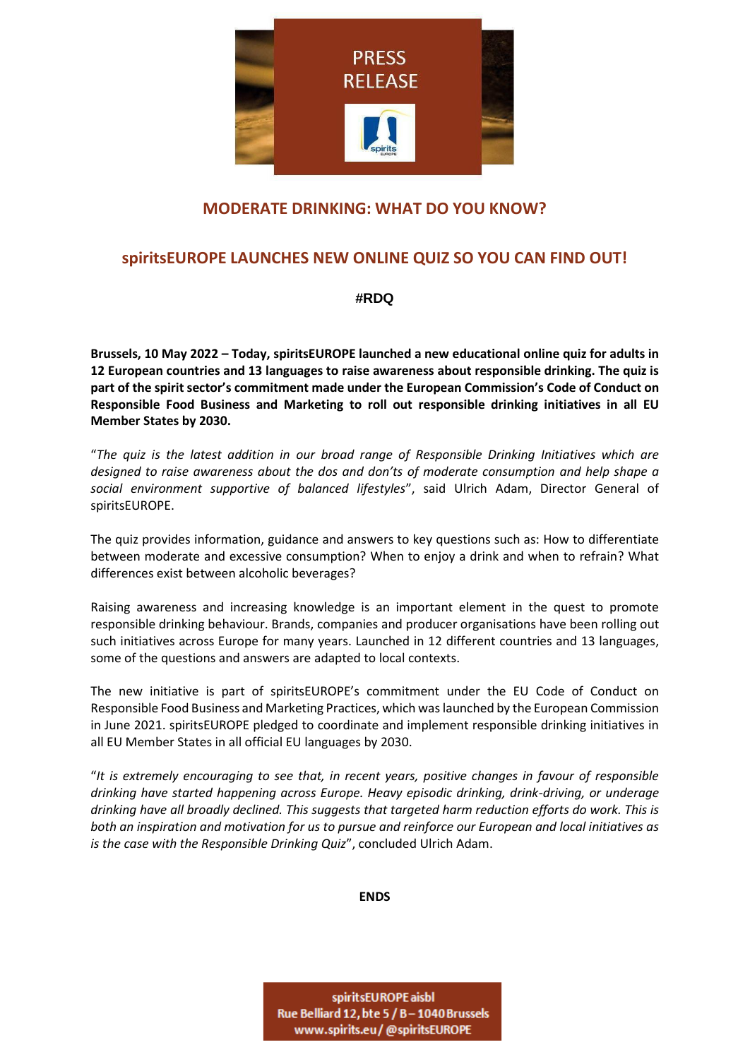PRESS RELEASE

## MODERATE DRINKING: WHAT DO YOU KNOW?

## spiritsEUROPE LAUNCHES NEW ONLINE QUIZ SO YOU CAN FIND OUT!

**#RDQ**

**Brussels, 10 May 2022 – Today, spiritsEUROPE launched a new educational online quiz for adults in 12 European countries and 13 languages to raise awareness about responsible drinking. The quiz is part of the spirit sector's commitment made under the European Commission's Code of Conduct on Responsible Food Business and Marketing to roll out responsible drinking initiatives in all EU Member States by 2030.**

"*The quiz is the latest addition in our broad range of Responsible Drinking Initiatives which are designed to raise awareness about the dos and don'ts of moderate consumption and help shape a social environment supportive of balanced lifestyles*", said Ulrich Adam, Director General of spiritsEUROPE.

The quiz provides information, guidance and answers to key questions such as: How to differentiate between moderate and excessive consumption? When to enjoy a drink and when to refrain? What differences exist between alcoholic beverages?

Raising awareness and increasing knowledge is an important element in the quest to promote responsible drinking behaviour. Brands, companies and producer organisations have been rolling out such initiatives across Europe for many years. Launched in 12 different countries and 13 languages, some of the questions and answers are adapted to local contexts.

The new initiative is part of spiritsEUROPE's commitment under the EU Code of Conduct on Responsible Food Business and Marketing Practices, which was launched by the European Commission in June 2021. spiritsEUROPE pledged to coordinate and implement responsible drinking initiatives in all EU Member States in all official EU languages by 2030.

"*It is extremely encouraging to see that, in recent years, positive changes in favour of responsible drinking have started happening across Europe. Heavy episodic drinking, drink-driving, or underage drinking have all broadly declined. This suggests that targeted harm reduction efforts do work. This is both an inspiration and motivation for us to pursue and reinforce our European and local initiatives as is the case with the Responsible Drinking Quiz*", concluded Ulrich Adam.

**ENDS**

spiritsEUROPE aisbl
Rue Belliard 12, bte 5 / B – 1040 Brussels
www.spirits.eu / @spiritsEUROPE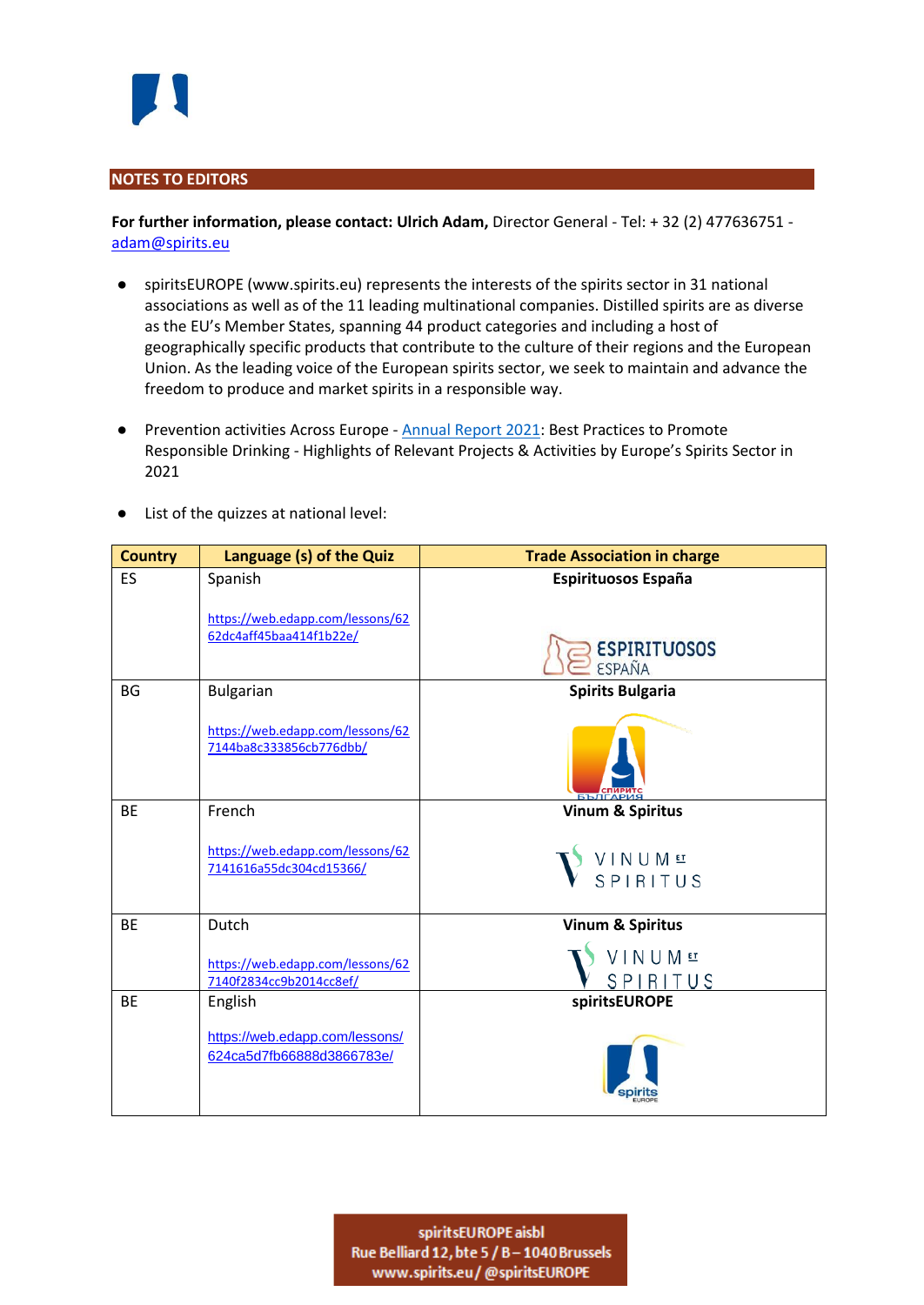## NOTES TO EDITORS

**For further information, please contact: Ulrich Adam,** Director General - Tel: + 32 (2) 477636751 - adam@spirits.eu

- spiritsEUROPE (www.spirits.eu) represents the interests of the spirits sector in 31 national associations as well as of the 11 leading multinational companies. Distilled spirits are as diverse as the EU's Member States, spanning 44 product categories and including a host of geographically specific products that contribute to the culture of their regions and the European Union. As the leading voice of the European spirits sector, we seek to maintain and advance the freedom to produce and market spirits in a responsible way.

- Prevention activities Across Europe - Annual Report 2021: Best Practices to Promote Responsible Drinking - Highlights of Relevant Projects & Activities by Europe's Spirits Sector in 2021

- List of the quizzes at national level:

| Country | Language (s) of the Quiz | Trade Association in charge |
|---|---|---|
| ES | Spanish<br><br>https://web.edapp.com/lessons/6262dc4aff45baa414f1b22e/ | **Espirituosos España** |
| BG | Bulgarian<br><br>https://web.edapp.com/lessons/627144ba8c333856cb776dbb/ | **Spirits Bulgaria** |
| BE | French<br><br>https://web.edapp.com/lessons/627141616a55dc304cd15366/ | **Vinum & Spiritus** |
| BE | Dutch<br><br>https://web.edapp.com/lessons/627140f2834cc9b2014cc8ef/ | **Vinum & Spiritus** |
| BE | English<br><br>https://web.edapp.com/lessons/624ca5d7fb66888d3866783e/ | **spiritsEUROPE** |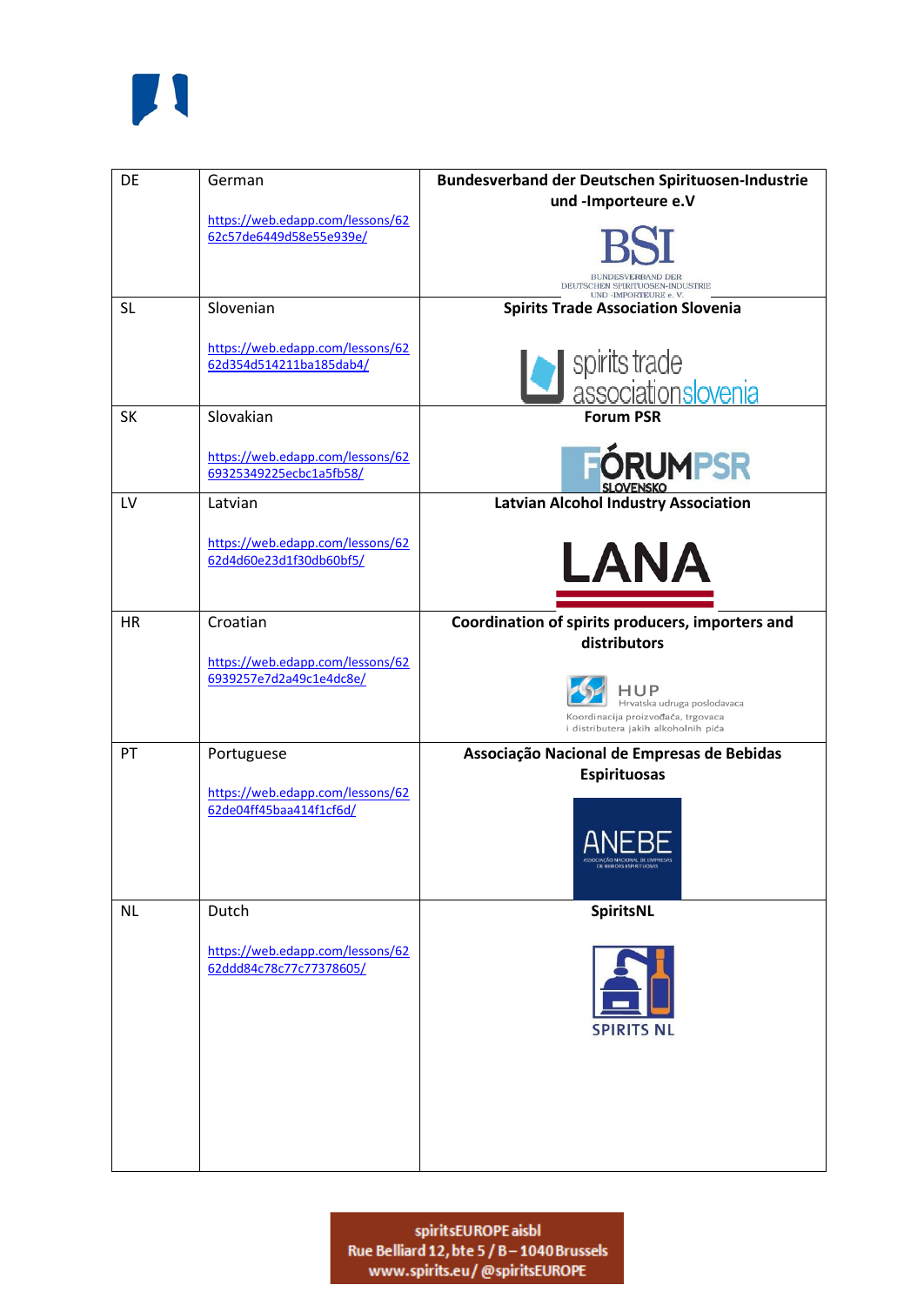| DE | German<br><br>https://web.edapp.com/lessons/6262c57de6449d58e55e939e/ | **Bundesverband der Deutschen Spirituosen-Industrie und -Importeure e.V**<br><br>BSI<br>BUNDESVERBAND DER DEUTSCHEN SPIRITUOSEN-INDUSTRIE UND -IMPORTEURE e. V. |
|---|---|---|
| SL | Slovenian<br><br>https://web.edapp.com/lessons/62d354d514211ba185dab4/ | **Spirits Trade Association Slovenia**<br><br>spirits trade associationslovenia |
| SK | Slovakian<br><br>https://web.edapp.com/lessons/6269325349225ecbc1a5fb58/ | **Forum PSR**<br><br>FÓRUMPSR SLOVENSKO |
| LV | Latvian<br><br>https://web.edapp.com/lessons/62d4d60e23d1f30db60bf5/ | **Latvian Alcohol Industry Association**<br><br>LANA |
| HR | Croatian<br><br>https://web.edapp.com/lessons/626939257e7d2a49c1e4dc8e/ | **Coordination of spirits producers, importers and distributors**<br><br>HUP<br>Hrvatska udruga poslodavaca<br>Koordinacija proizvođača, trgovaca i distributera jakih alkoholnih pića |
| PT | Portuguese<br><br>https://web.edapp.com/lessons/6262de04ff45baa414f1cf6d/ | **Associação Nacional de Empresas de Bebidas Espirituosas**<br><br>ANEBE<br>ASSOCIAÇÃO NACIONAL DE EMPRESAS DE BEBIDAS ESPIRITUOSAS |
| NL | Dutch<br><br>https://web.edapp.com/lessons/6262ddd84c78c77c77378605/ | **SpiritsNL**<br><br>SPIRITS NL |

spiritsEUROPE aisbl
Rue Belliard 12, bte 5 / B – 1040 Brussels
www.spirits.eu / @spiritsEUROPE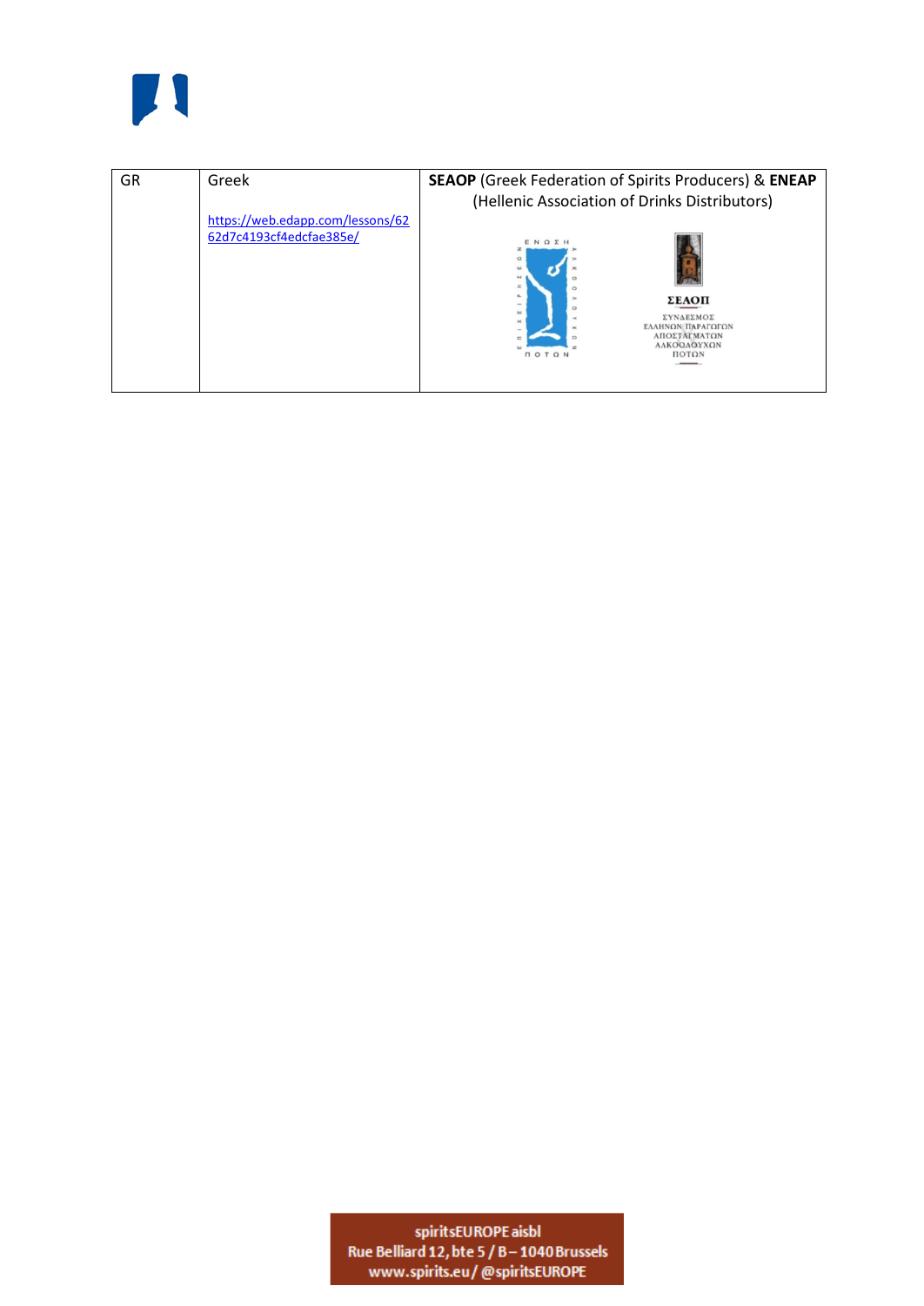| | | |
|---|---|---|
| GR | Greek<br><br>https://web.edapp.com/lessons/6262d7c4193cf4edcfae385e/ | **SEAOP** (Greek Federation of Spirits Producers) & **ENEAP** (Hellenic Association of Drinks Distributors)<br><br>ΕΝΩΣΗ ΕΠΙΧΕΙΡΗΣΕΩΝ ΑΛΚΟΟΛΟΥΧΩΝ ΠΟΤΩΝ<br><br>ΣΕΑΟΠ<br>ΣΥΝΔΕΣΜΟΣ ΕΛΛΗΝΩΝ ΠΑΡΑΓΩΓΩΝ ΑΠΟΣΤΑΓΜΑΤΩΝ ΑΛΚΟΟΛΟΥΧΩΝ ΠΟΤΩΝ |